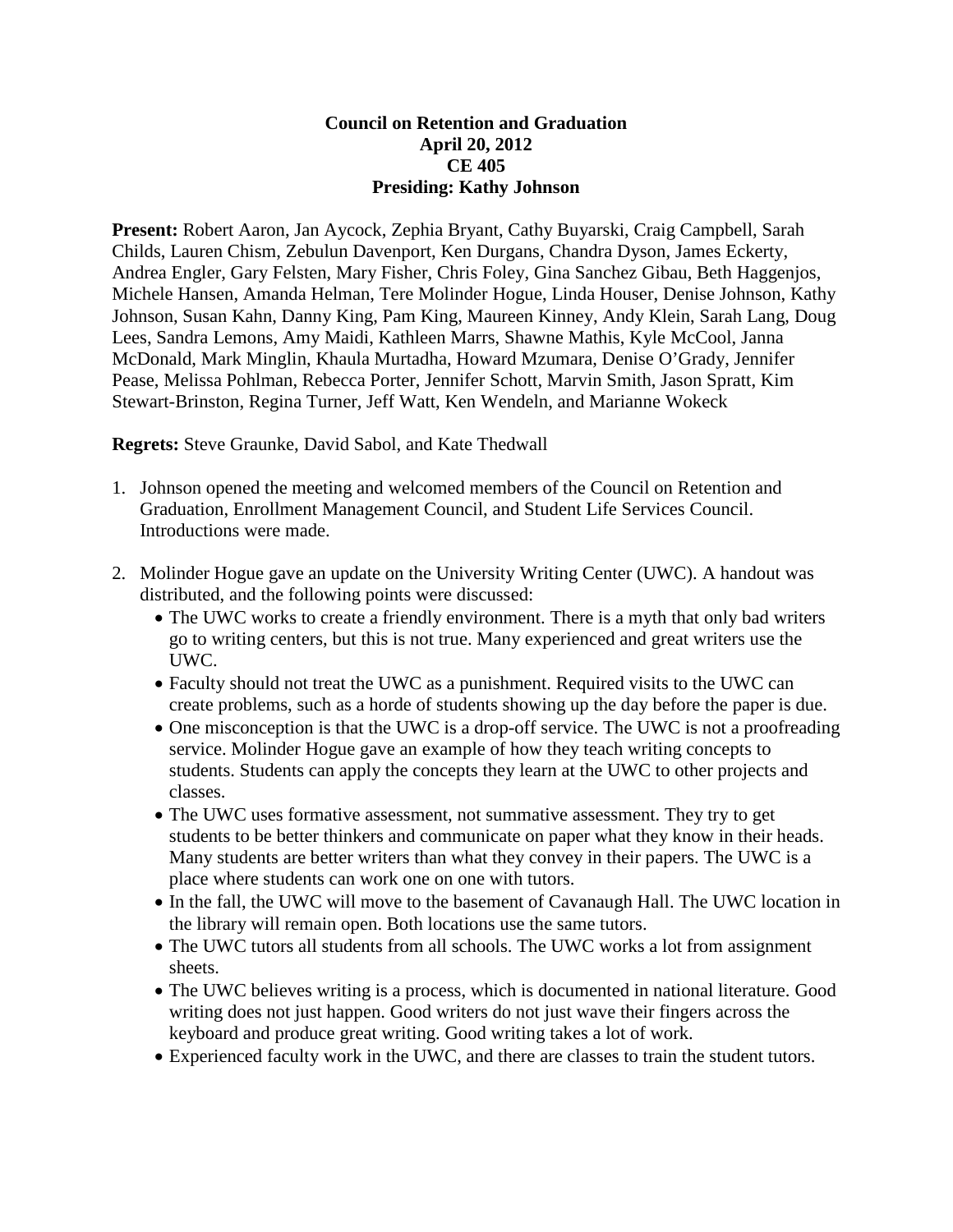**Council on Retention and Graduation**
**April 20, 2012**
**CE 405**
**Presiding: Kathy Johnson**

**Present:** Robert Aaron, Jan Aycock, Zephia Bryant, Cathy Buyarski, Craig Campbell, Sarah Childs, Lauren Chism, Zebulun Davenport, Ken Durgans, Chandra Dyson, James Eckerty, Andrea Engler, Gary Felsten, Mary Fisher, Chris Foley, Gina Sanchez Gibau, Beth Haggenjos, Michele Hansen, Amanda Helman, Tere Molinder Hogue, Linda Houser, Denise Johnson, Kathy Johnson, Susan Kahn, Danny King, Pam King, Maureen Kinney, Andy Klein, Sarah Lang, Doug Lees, Sandra Lemons, Amy Maidi, Kathleen Marrs, Shawne Mathis, Kyle McCool, Janna McDonald, Mark Minglin, Khaula Murtadha, Howard Mzumara, Denise O'Grady, Jennifer Pease, Melissa Pohlman, Rebecca Porter, Jennifer Schott, Marvin Smith, Jason Spratt, Kim Stewart-Brinston, Regina Turner, Jeff Watt, Ken Wendeln, and Marianne Wokeck

**Regrets:** Steve Graunke, David Sabol, and Kate Thedwall

1. Johnson opened the meeting and welcomed members of the Council on Retention and Graduation, Enrollment Management Council, and Student Life Services Council. Introductions were made.

2. Molinder Hogue gave an update on the University Writing Center (UWC). A handout was distributed, and the following points were discussed:
   - The UWC works to create a friendly environment. There is a myth that only bad writers go to writing centers, but this is not true. Many experienced and great writers use the UWC.
   - Faculty should not treat the UWC as a punishment. Required visits to the UWC can create problems, such as a horde of students showing up the day before the paper is due.
   - One misconception is that the UWC is a drop-off service. The UWC is not a proofreading service. Molinder Hogue gave an example of how they teach writing concepts to students. Students can apply the concepts they learn at the UWC to other projects and classes.
   - The UWC uses formative assessment, not summative assessment. They try to get students to be better thinkers and communicate on paper what they know in their heads. Many students are better writers than what they convey in their papers. The UWC is a place where students can work one on one with tutors.
   - In the fall, the UWC will move to the basement of Cavanaugh Hall. The UWC location in the library will remain open. Both locations use the same tutors.
   - The UWC tutors all students from all schools. The UWC works a lot from assignment sheets.
   - The UWC believes writing is a process, which is documented in national literature. Good writing does not just happen. Good writers do not just wave their fingers across the keyboard and produce great writing. Good writing takes a lot of work.
   - Experienced faculty work in the UWC, and there are classes to train the student tutors.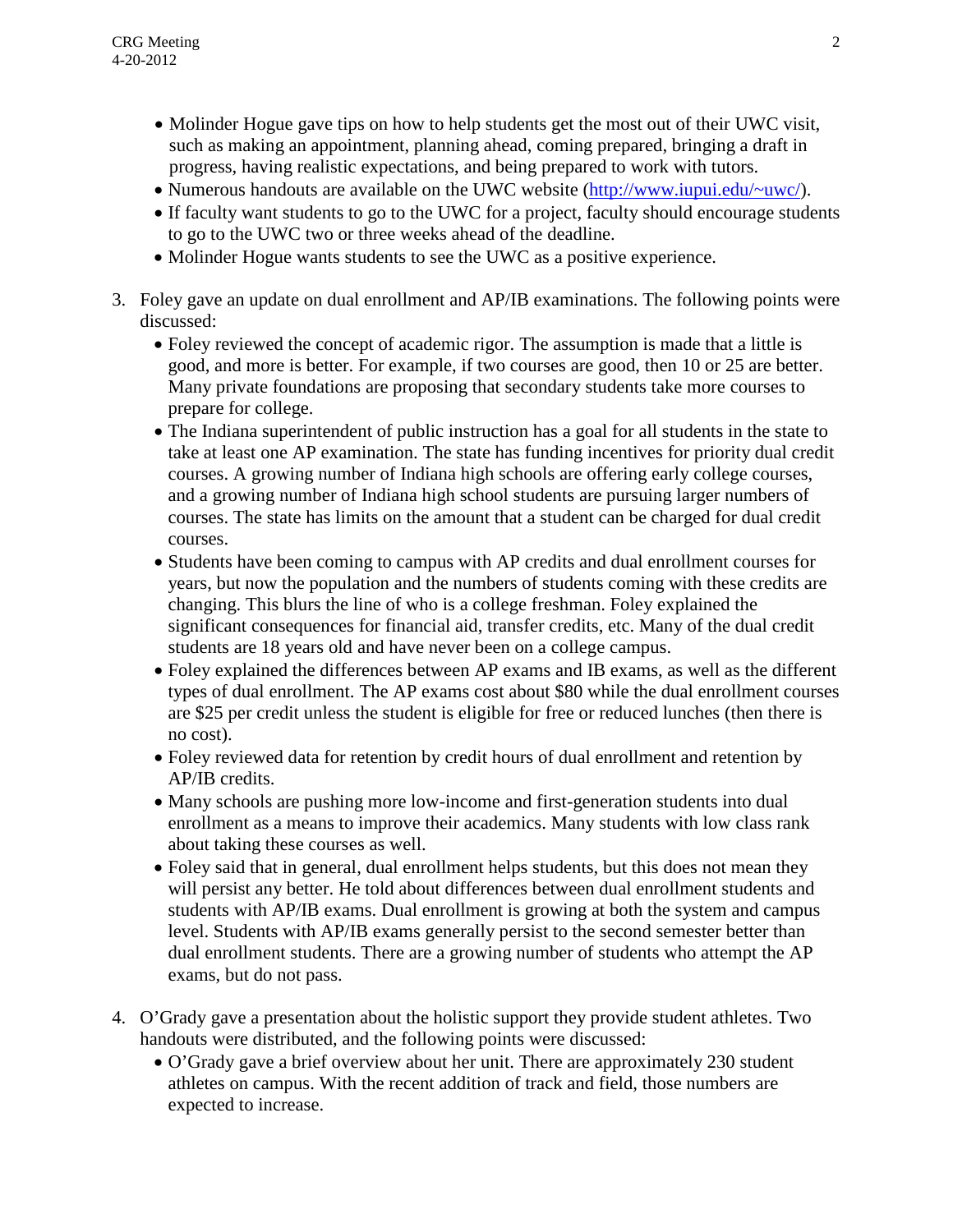- Molinder Hogue gave tips on how to help students get the most out of their UWC visit, such as making an appointment, planning ahead, coming prepared, bringing a draft in progress, having realistic expectations, and being prepared to work with tutors.
- Numerous handouts are available on the UWC website ([http://www.iupui.edu/~uwc/](http://www.iupui.edu/~uwc/)).
- If faculty want students to go to the UWC for a project, faculty should encourage students to go to the UWC two or three weeks ahead of the deadline.
- Molinder Hogue wants students to see the UWC as a positive experience.

3. Foley gave an update on dual enrollment and AP/IB examinations. The following points were discussed:
    - Foley reviewed the concept of academic rigor. The assumption is made that a little is good, and more is better. For example, if two courses are good, then 10 or 25 are better. Many private foundations are proposing that secondary students take more courses to prepare for college.
    - The Indiana superintendent of public instruction has a goal for all students in the state to take at least one AP examination. The state has funding incentives for priority dual credit courses. A growing number of Indiana high schools are offering early college courses, and a growing number of Indiana high school students are pursuing larger numbers of courses. The state has limits on the amount that a student can be charged for dual credit courses.
    - Students have been coming to campus with AP credits and dual enrollment courses for years, but now the population and the numbers of students coming with these credits are changing. This blurs the line of who is a college freshman. Foley explained the significant consequences for financial aid, transfer credits, etc. Many of the dual credit students are 18 years old and have never been on a college campus.
    - Foley explained the differences between AP exams and IB exams, as well as the different types of dual enrollment. The AP exams cost about $80 while the dual enrollment courses are $25 per credit unless the student is eligible for free or reduced lunches (then there is no cost).
    - Foley reviewed data for retention by credit hours of dual enrollment and retention by AP/IB credits.
    - Many schools are pushing more low-income and first-generation students into dual enrollment as a means to improve their academics. Many students with low class rank about taking these courses as well.
    - Foley said that in general, dual enrollment helps students, but this does not mean they will persist any better. He told about differences between dual enrollment students and students with AP/IB exams. Dual enrollment is growing at both the system and campus level. Students with AP/IB exams generally persist to the second semester better than dual enrollment students. There are a growing number of students who attempt the AP exams, but do not pass.

4. O'Grady gave a presentation about the holistic support they provide student athletes. Two handouts were distributed, and the following points were discussed:
    - O'Grady gave a brief overview about her unit. There are approximately 230 student athletes on campus. With the recent addition of track and field, those numbers are expected to increase.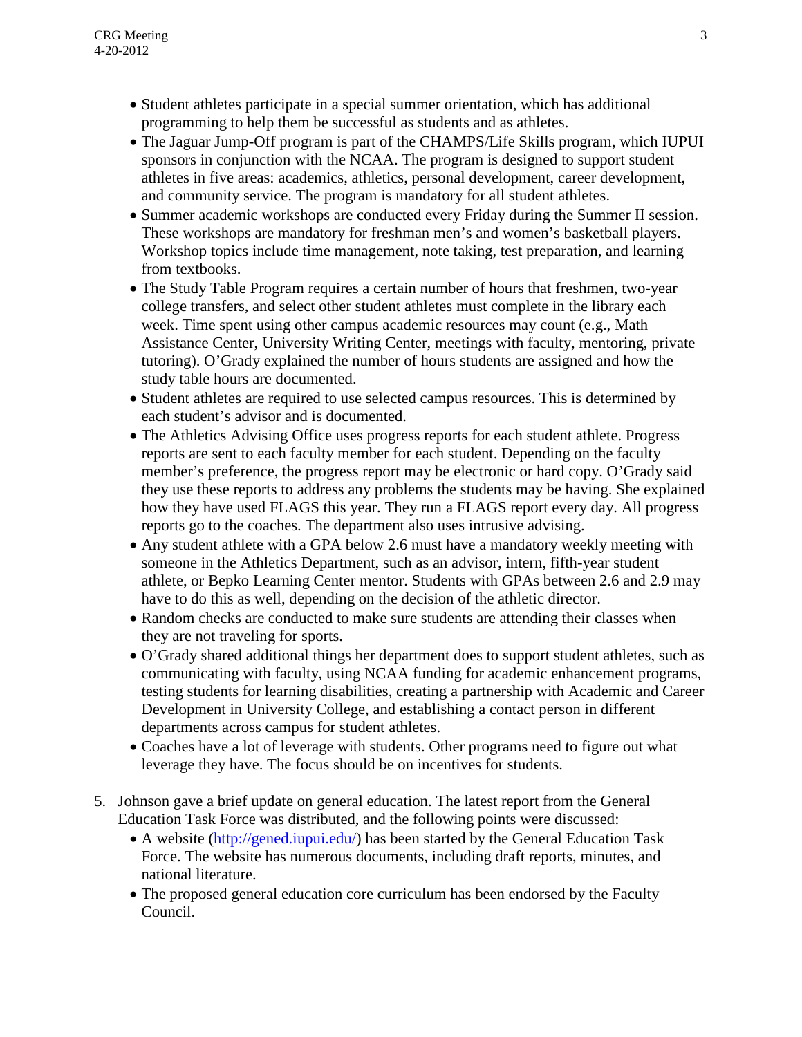- Student athletes participate in a special summer orientation, which has additional programming to help them be successful as students and as athletes.
- The Jaguar Jump-Off program is part of the CHAMPS/Life Skills program, which IUPUI sponsors in conjunction with the NCAA. The program is designed to support student athletes in five areas: academics, athletics, personal development, career development, and community service. The program is mandatory for all student athletes.
- Summer academic workshops are conducted every Friday during the Summer II session. These workshops are mandatory for freshman men's and women's basketball players. Workshop topics include time management, note taking, test preparation, and learning from textbooks.
- The Study Table Program requires a certain number of hours that freshmen, two-year college transfers, and select other student athletes must complete in the library each week. Time spent using other campus academic resources may count (e.g., Math Assistance Center, University Writing Center, meetings with faculty, mentoring, private tutoring). O'Grady explained the number of hours students are assigned and how the study table hours are documented.
- Student athletes are required to use selected campus resources. This is determined by each student's advisor and is documented.
- The Athletics Advising Office uses progress reports for each student athlete. Progress reports are sent to each faculty member for each student. Depending on the faculty member's preference, the progress report may be electronic or hard copy. O'Grady said they use these reports to address any problems the students may be having. She explained how they have used FLAGS this year. They run a FLAGS report every day. All progress reports go to the coaches. The department also uses intrusive advising.
- Any student athlete with a GPA below 2.6 must have a mandatory weekly meeting with someone in the Athletics Department, such as an advisor, intern, fifth-year student athlete, or Bepko Learning Center mentor. Students with GPAs between 2.6 and 2.9 may have to do this as well, depending on the decision of the athletic director.
- Random checks are conducted to make sure students are attending their classes when they are not traveling for sports.
- O'Grady shared additional things her department does to support student athletes, such as communicating with faculty, using NCAA funding for academic enhancement programs, testing students for learning disabilities, creating a partnership with Academic and Career Development in University College, and establishing a contact person in different departments across campus for student athletes.
- Coaches have a lot of leverage with students. Other programs need to figure out what leverage they have. The focus should be on incentives for students.

5. Johnson gave a brief update on general education. The latest report from the General Education Task Force was distributed, and the following points were discussed:
   - A website (http://gened.iupui.edu/) has been started by the General Education Task Force. The website has numerous documents, including draft reports, minutes, and national literature.
   - The proposed general education core curriculum has been endorsed by the Faculty Council.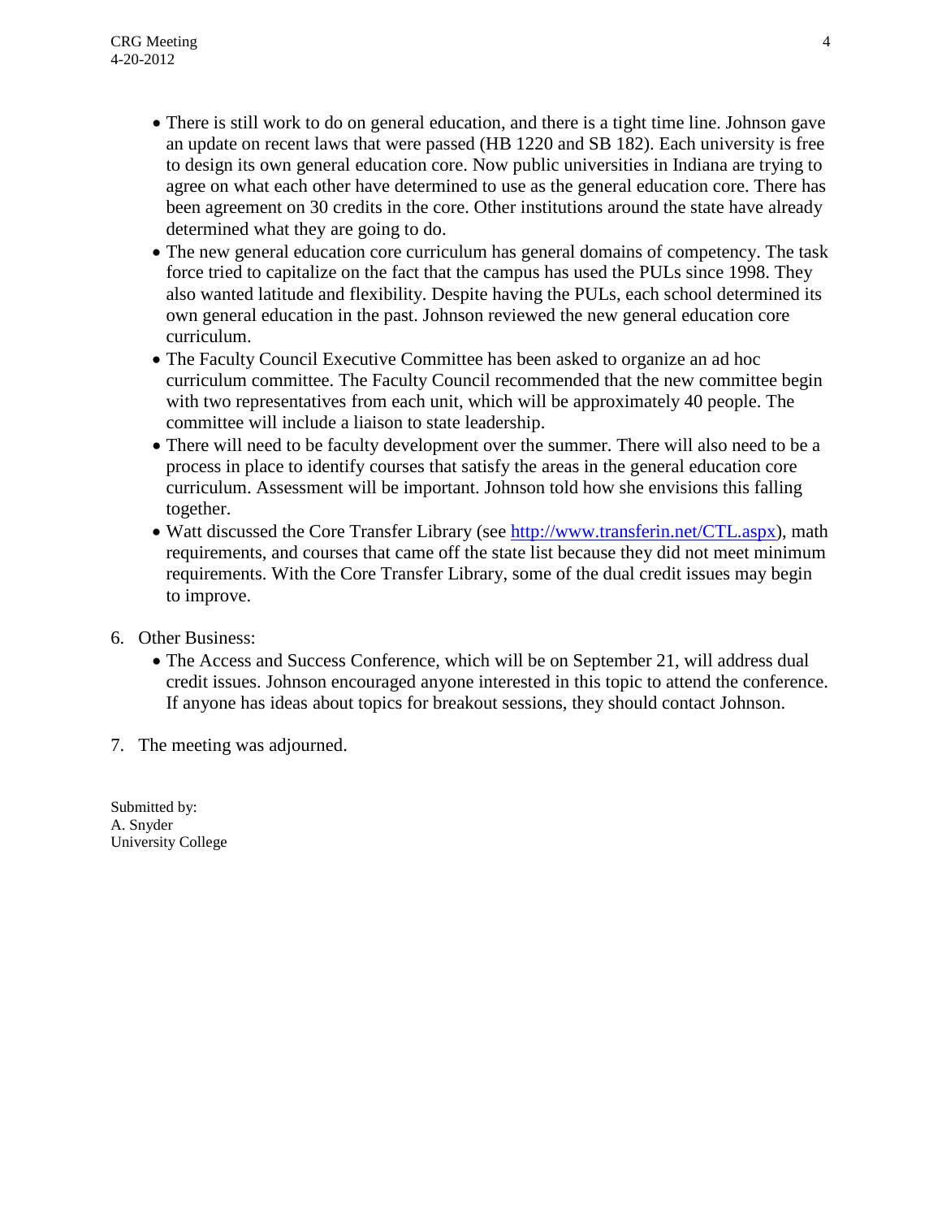- There is still work to do on general education, and there is a tight time line. Johnson gave an update on recent laws that were passed (HB 1220 and SB 182). Each university is free to design its own general education core. Now public universities in Indiana are trying to agree on what each other have determined to use as the general education core. There has been agreement on 30 credits in the core. Other institutions around the state have already determined what they are going to do.
- The new general education core curriculum has general domains of competency. The task force tried to capitalize on the fact that the campus has used the PULs since 1998. They also wanted latitude and flexibility. Despite having the PULs, each school determined its own general education in the past. Johnson reviewed the new general education core curriculum.
- The Faculty Council Executive Committee has been asked to organize an ad hoc curriculum committee. The Faculty Council recommended that the new committee begin with two representatives from each unit, which will be approximately 40 people. The committee will include a liaison to state leadership.
- There will need to be faculty development over the summer. There will also need to be a process in place to identify courses that satisfy the areas in the general education core curriculum. Assessment will be important. Johnson told how she envisions this falling together.
- Watt discussed the Core Transfer Library (see http://www.transferin.net/CTL.aspx), math requirements, and courses that came off the state list because they did not meet minimum requirements. With the Core Transfer Library, some of the dual credit issues may begin to improve.

6. Other Business:
   - The Access and Success Conference, which will be on September 21, will address dual credit issues. Johnson encouraged anyone interested in this topic to attend the conference. If anyone has ideas about topics for breakout sessions, they should contact Johnson.

7. The meeting was adjourned.

Submitted by:
A. Snyder
University College